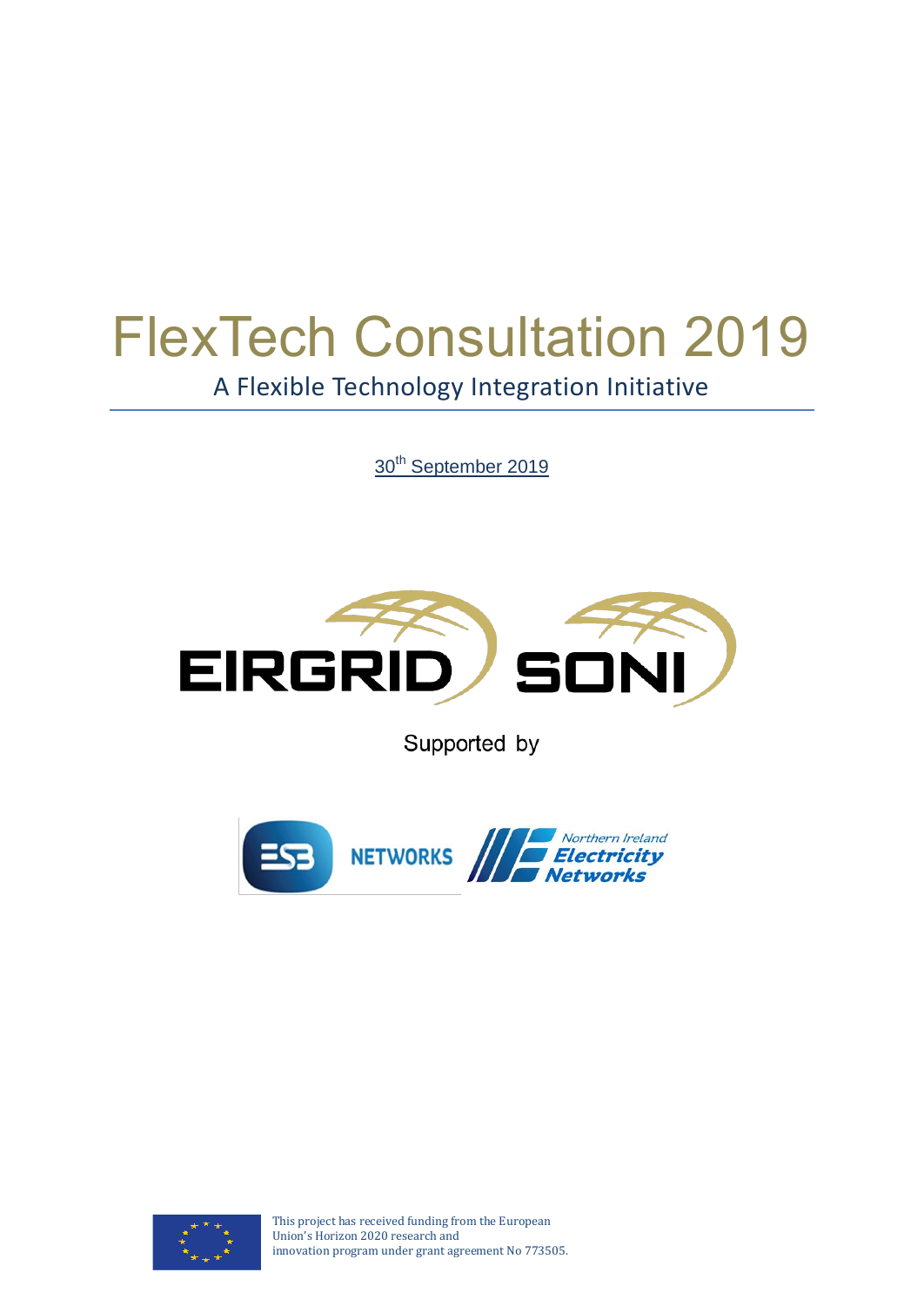# FlexTech Consultation 2019

A Flexible Technology Integration Initiative

30th September 2019

EIRGRID SONI

Supported by

ESB NETWORKS

Northern Ireland Electricity Networks

This project has received funding from the European Union's Horizon 2020 research and innovation program under grant agreement No 773505.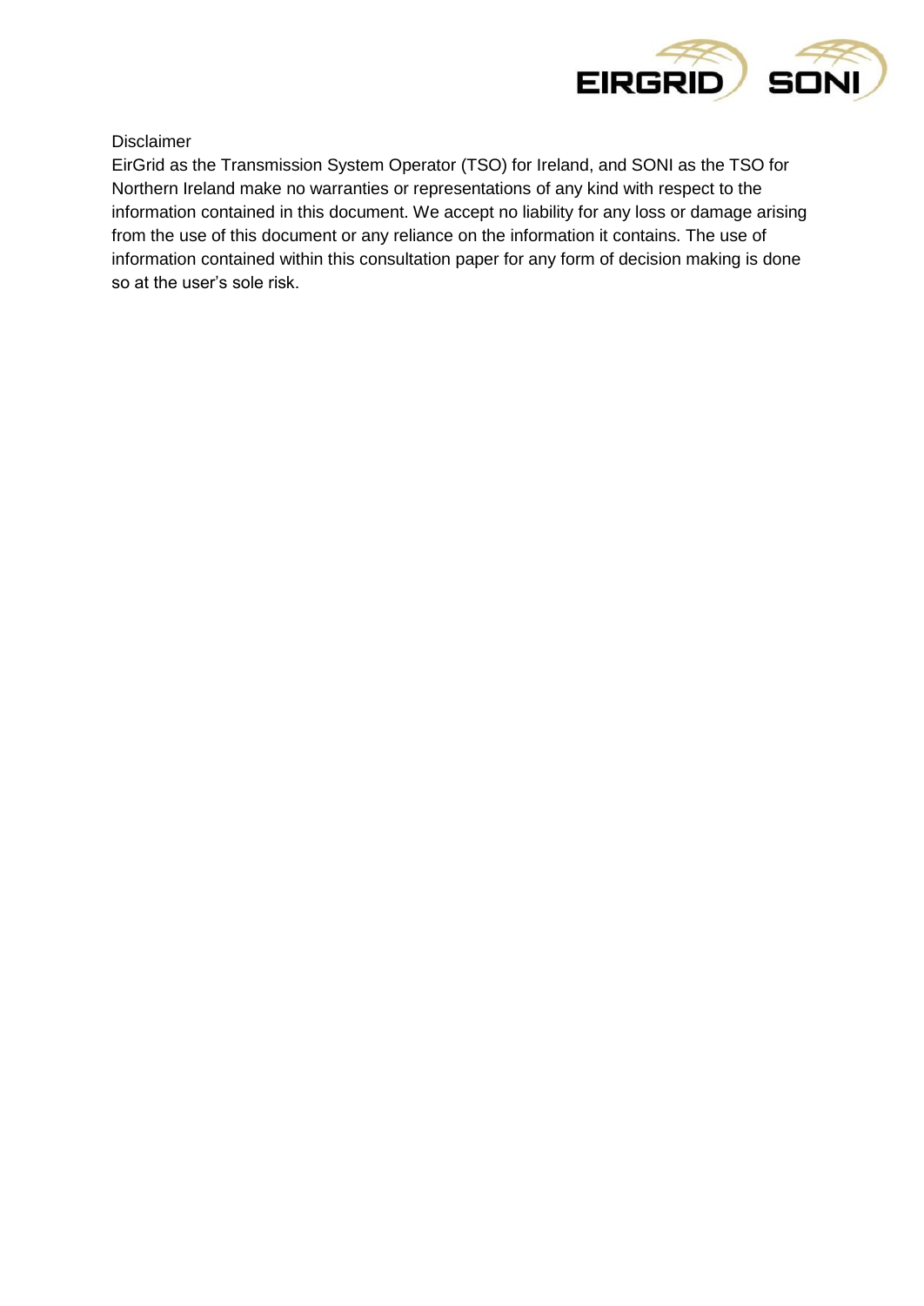Disclaimer

EirGrid as the Transmission System Operator (TSO) for Ireland, and SONI as the TSO for Northern Ireland make no warranties or representations of any kind with respect to the information contained in this document. We accept no liability for any loss or damage arising from the use of this document or any reliance on the information it contains. The use of information contained within this consultation paper for any form of decision making is done so at the user's sole risk.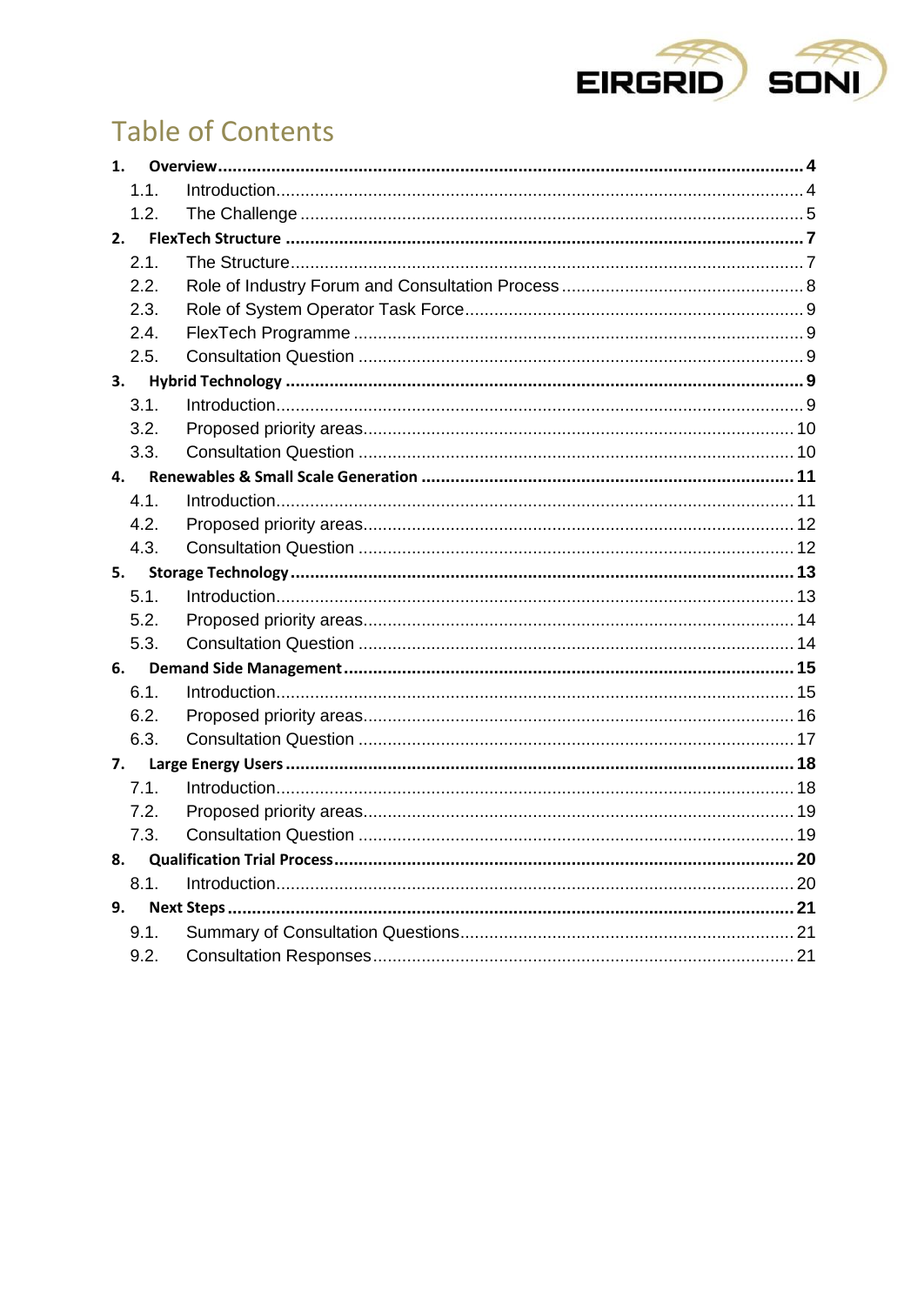# Table of Contents

**1. Overview** ... **4**
- 1.1. Introduction ... 4
- 1.2. The Challenge ... 5

**2. FlexTech Structure** ... **7**
- 2.1. The Structure ... 7
- 2.2. Role of Industry Forum and Consultation Process ... 8
- 2.3. Role of System Operator Task Force ... 9
- 2.4. FlexTech Programme ... 9
- 2.5. Consultation Question ... 9

**3. Hybrid Technology** ... **9**
- 3.1. Introduction ... 9
- 3.2. Proposed priority areas ... 10
- 3.3. Consultation Question ... 10

**4. Renewables & Small Scale Generation** ... **11**
- 4.1. Introduction ... 11
- 4.2. Proposed priority areas ... 12
- 4.3. Consultation Question ... 12

**5. Storage Technology** ... **13**
- 5.1. Introduction ... 13
- 5.2. Proposed priority areas ... 14
- 5.3. Consultation Question ... 14

**6. Demand Side Management** ... **15**
- 6.1. Introduction ... 15
- 6.2. Proposed priority areas ... 16
- 6.3. Consultation Question ... 17

**7. Large Energy Users** ... **18**
- 7.1. Introduction ... 18
- 7.2. Proposed priority areas ... 19
- 7.3. Consultation Question ... 19

**8. Qualification Trial Process** ... **20**
- 8.1. Introduction ... 20

**9. Next Steps** ... **21**
- 9.1. Summary of Consultation Questions ... 21
- 9.2. Consultation Responses ... 21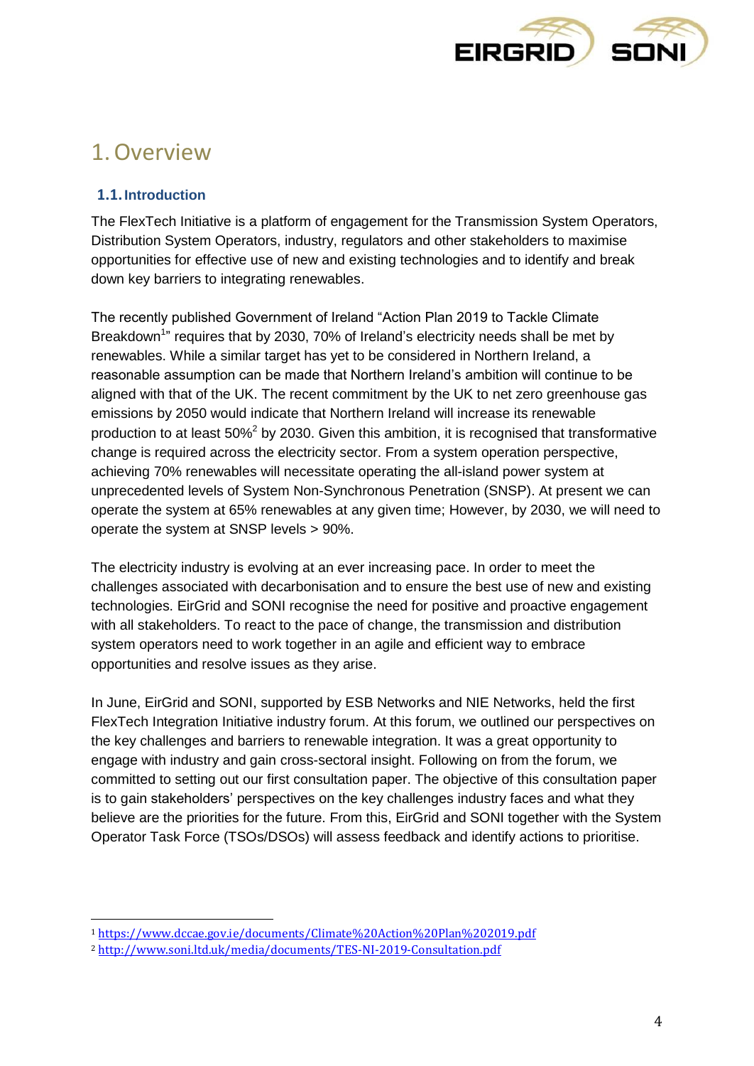# 1. Overview

## 1.1. Introduction

The FlexTech Initiative is a platform of engagement for the Transmission System Operators, Distribution System Operators, industry, regulators and other stakeholders to maximise opportunities for effective use of new and existing technologies and to identify and break down key barriers to integrating renewables.

The recently published Government of Ireland "Action Plan 2019 to Tackle Climate Breakdown[1]" requires that by 2030, 70% of Ireland's electricity needs shall be met by renewables. While a similar target has yet to be considered in Northern Ireland, a reasonable assumption can be made that Northern Ireland's ambition will continue to be aligned with that of the UK. The recent commitment by the UK to net zero greenhouse gas emissions by 2050 would indicate that Northern Ireland will increase its renewable production to at least 50%[2] by 2030. Given this ambition, it is recognised that transformative change is required across the electricity sector. From a system operation perspective, achieving 70% renewables will necessitate operating the all-island power system at unprecedented levels of System Non-Synchronous Penetration (SNSP). At present we can operate the system at 65% renewables at any given time; However, by 2030, we will need to operate the system at SNSP levels > 90%.

The electricity industry is evolving at an ever increasing pace. In order to meet the challenges associated with decarbonisation and to ensure the best use of new and existing technologies. EirGrid and SONI recognise the need for positive and proactive engagement with all stakeholders. To react to the pace of change, the transmission and distribution system operators need to work together in an agile and efficient way to embrace opportunities and resolve issues as they arise.

In June, EirGrid and SONI, supported by ESB Networks and NIE Networks, held the first FlexTech Integration Initiative industry forum. At this forum, we outlined our perspectives on the key challenges and barriers to renewable integration. It was a great opportunity to engage with industry and gain cross-sectoral insight. Following on from the forum, we committed to setting out our first consultation paper. The objective of this consultation paper is to gain stakeholders' perspectives on the key challenges industry faces and what they believe are the priorities for the future. From this, EirGrid and SONI together with the System Operator Task Force (TSOs/DSOs) will assess feedback and identify actions to prioritise.

---

[1] https://www.dccae.gov.ie/documents/Climate%20Action%20Plan%202019.pdf

[2] http://www.soni.ltd.uk/media/documents/TES-NI-2019-Consultation.pdf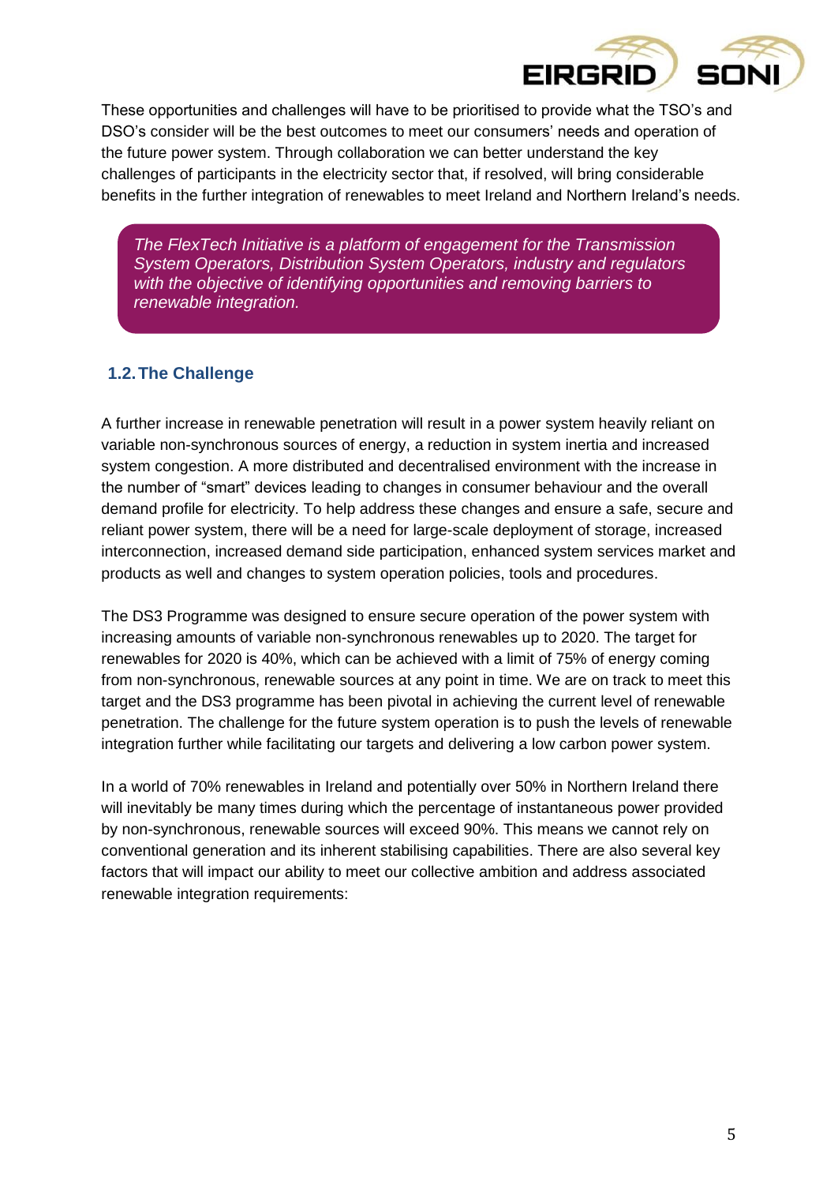These opportunities and challenges will have to be prioritised to provide what the TSO's and DSO's consider will be the best outcomes to meet our consumers' needs and operation of the future power system. Through collaboration we can better understand the key challenges of participants in the electricity sector that, if resolved, will bring considerable benefits in the further integration of renewables to meet Ireland and Northern Ireland's needs.

> *The FlexTech Initiative is a platform of engagement for the Transmission System Operators, Distribution System Operators, industry and regulators with the objective of identifying opportunities and removing barriers to renewable integration.*

## 1.2. The Challenge

A further increase in renewable penetration will result in a power system heavily reliant on variable non-synchronous sources of energy, a reduction in system inertia and increased system congestion. A more distributed and decentralised environment with the increase in the number of "smart" devices leading to changes in consumer behaviour and the overall demand profile for electricity. To help address these changes and ensure a safe, secure and reliant power system, there will be a need for large-scale deployment of storage, increased interconnection, increased demand side participation, enhanced system services market and products as well and changes to system operation policies, tools and procedures.

The DS3 Programme was designed to ensure secure operation of the power system with increasing amounts of variable non-synchronous renewables up to 2020. The target for renewables for 2020 is 40%, which can be achieved with a limit of 75% of energy coming from non-synchronous, renewable sources at any point in time. We are on track to meet this target and the DS3 programme has been pivotal in achieving the current level of renewable penetration. The challenge for the future system operation is to push the levels of renewable integration further while facilitating our targets and delivering a low carbon power system.

In a world of 70% renewables in Ireland and potentially over 50% in Northern Ireland there will inevitably be many times during which the percentage of instantaneous power provided by non-synchronous, renewable sources will exceed 90%. This means we cannot rely on conventional generation and its inherent stabilising capabilities. There are also several key factors that will impact our ability to meet our collective ambition and address associated renewable integration requirements: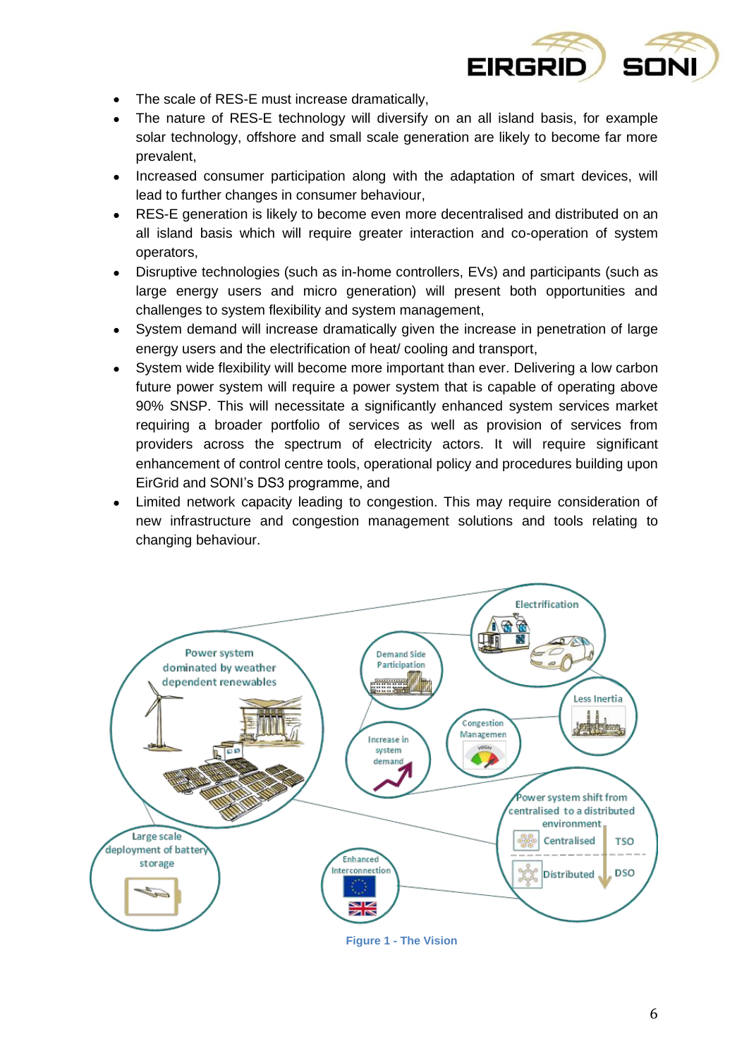- The scale of RES-E must increase dramatically,
- The nature of RES-E technology will diversify on an all island basis, for example solar technology, offshore and small scale generation are likely to become far more prevalent,
- Increased consumer participation along with the adaptation of smart devices, will lead to further changes in consumer behaviour,
- RES-E generation is likely to become even more decentralised and distributed on an all island basis which will require greater interaction and co-operation of system operators,
- Disruptive technologies (such as in-home controllers, EVs) and participants (such as large energy users and micro generation) will present both opportunities and challenges to system flexibility and system management,
- System demand will increase dramatically given the increase in penetration of large energy users and the electrification of heat/ cooling and transport,
- System wide flexibility will become more important than ever. Delivering a low carbon future power system will require a power system that is capable of operating above 90% SNSP. This will necessitate a significantly enhanced system services market requiring a broader portfolio of services as well as provision of services from providers across the spectrum of electricity actors. It will require significant enhancement of control centre tools, operational policy and procedures building upon EirGrid and SONI's DS3 programme, and
- Limited network capacity leading to congestion. This may require consideration of new infrastructure and congestion management solutions and tools relating to changing behaviour.

Figure 1 - The Vision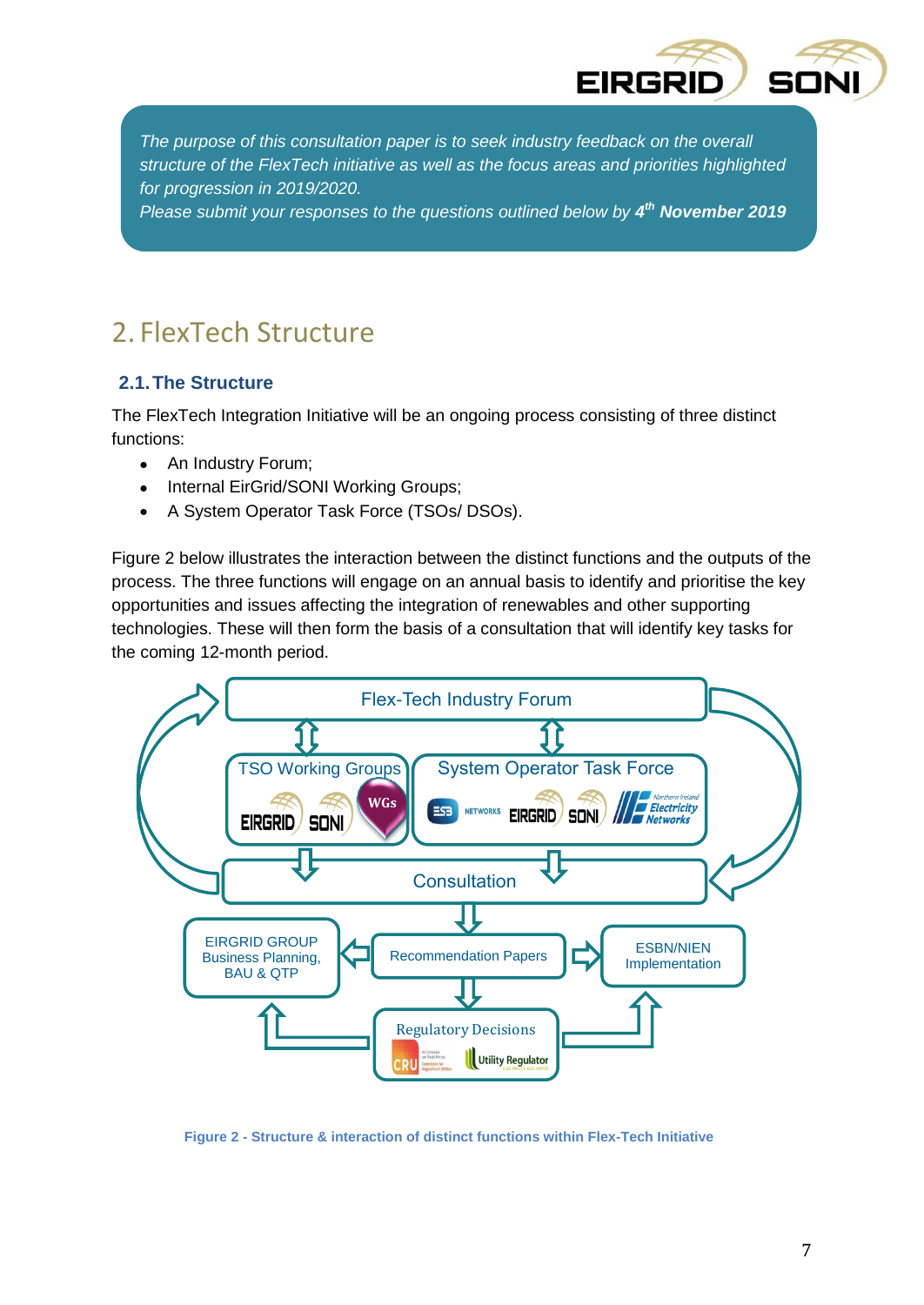*The purpose of this consultation paper is to seek industry feedback on the overall structure of the FlexTech initiative as well as the focus areas and priorities highlighted for progression in 2019/2020.*
*Please submit your responses to the questions outlined below by **4th November 2019***

# 2. FlexTech Structure

## 2.1. The Structure

The FlexTech Integration Initiative will be an ongoing process consisting of three distinct functions:

- An Industry Forum;
- Internal EirGrid/SONI Working Groups;
- A System Operator Task Force (TSOs/ DSOs).

Figure 2 below illustrates the interaction between the distinct functions and the outputs of the process. The three functions will engage on an annual basis to identify and prioritise the key opportunities and issues affecting the integration of renewables and other supporting technologies. These will then form the basis of a consultation that will identify key tasks for the coming 12-month period.

Flex-Tech Industry Forum

TSO Working Groups — EIRGRID, SONI, WGs

System Operator Task Force — ESB NETWORKS, EIRGRID, SONI, Northern Ireland Electricity Networks

Consultation

EIRGRID GROUP Business Planning, BAU & QTP

Recommendation Papers

ESBN/NIEN Implementation

Regulatory Decisions — CRU, Utility Regulator

Figure 2 - Structure & interaction of distinct functions within Flex-Tech Initiative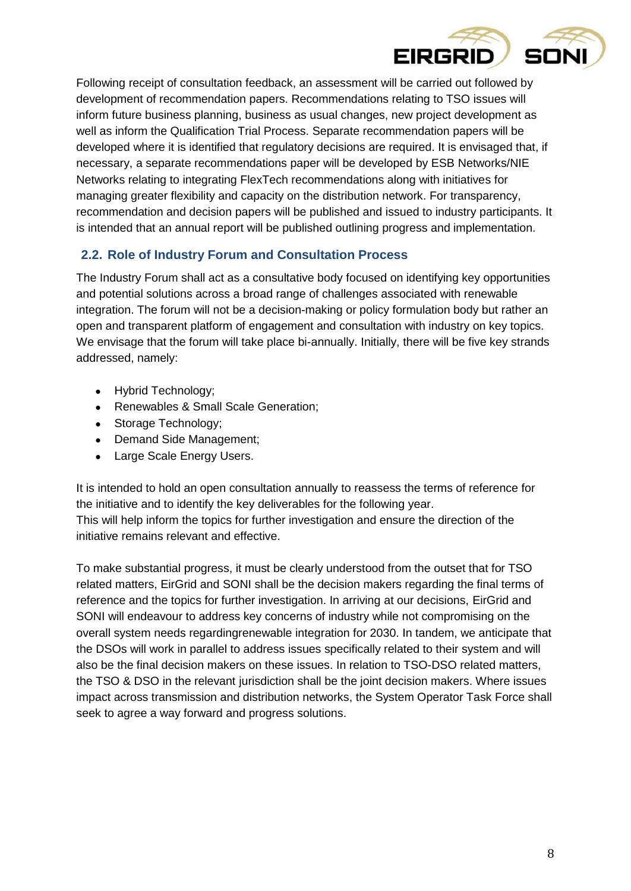Following receipt of consultation feedback, an assessment will be carried out followed by development of recommendation papers. Recommendations relating to TSO issues will inform future business planning, business as usual changes, new project development as well as inform the Qualification Trial Process. Separate recommendation papers will be developed where it is identified that regulatory decisions are required. It is envisaged that, if necessary, a separate recommendations paper will be developed by ESB Networks/NIE Networks relating to integrating FlexTech recommendations along with initiatives for managing greater flexibility and capacity on the distribution network. For transparency, recommendation and decision papers will be published and issued to industry participants. It is intended that an annual report will be published outlining progress and implementation.

## 2.2. Role of Industry Forum and Consultation Process

The Industry Forum shall act as a consultative body focused on identifying key opportunities and potential solutions across a broad range of challenges associated with renewable integration. The forum will not be a decision-making or policy formulation body but rather an open and transparent platform of engagement and consultation with industry on key topics. We envisage that the forum will take place bi-annually. Initially, there will be five key strands addressed, namely:

- Hybrid Technology;
- Renewables & Small Scale Generation;
- Storage Technology;
- Demand Side Management;
- Large Scale Energy Users.

It is intended to hold an open consultation annually to reassess the terms of reference for the initiative and to identify the key deliverables for the following year.
This will help inform the topics for further investigation and ensure the direction of the initiative remains relevant and effective.

To make substantial progress, it must be clearly understood from the outset that for TSO related matters, EirGrid and SONI shall be the decision makers regarding the final terms of reference and the topics for further investigation. In arriving at our decisions, EirGrid and SONI will endeavour to address key concerns of industry while not compromising on the overall system needs regardingrenewable integration for 2030. In tandem, we anticipate that the DSOs will work in parallel to address issues specifically related to their system and will also be the final decision makers on these issues. In relation to TSO-DSO related matters, the TSO & DSO in the relevant jurisdiction shall be the joint decision makers. Where issues impact across transmission and distribution networks, the System Operator Task Force shall seek to agree a way forward and progress solutions.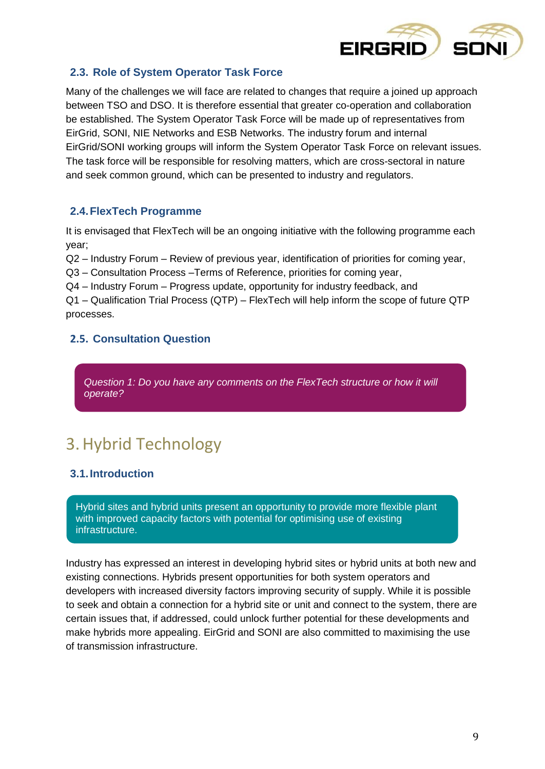### 2.3. Role of System Operator Task Force

Many of the challenges we will face are related to changes that require a joined up approach between TSO and DSO. It is therefore essential that greater co-operation and collaboration be established. The System Operator Task Force will be made up of representatives from EirGrid, SONI, NIE Networks and ESB Networks. The industry forum and internal EirGrid/SONI working groups will inform the System Operator Task Force on relevant issues. The task force will be responsible for resolving matters, which are cross-sectoral in nature and seek common ground, which can be presented to industry and regulators.

### 2.4. FlexTech Programme

It is envisaged that FlexTech will be an ongoing initiative with the following programme each year;

Q2 – Industry Forum – Review of previous year, identification of priorities for coming year,
Q3 – Consultation Process –Terms of Reference, priorities for coming year,
Q4 – Industry Forum – Progress update, opportunity for industry feedback, and
Q1 – Qualification Trial Process (QTP) – FlexTech will help inform the scope of future QTP processes.

### 2.5. Consultation Question

*Question 1: Do you have any comments on the FlexTech structure or how it will operate?*

## 3. Hybrid Technology

### 3.1. Introduction

Hybrid sites and hybrid units present an opportunity to provide more flexible plant with improved capacity factors with potential for optimising use of existing infrastructure.

Industry has expressed an interest in developing hybrid sites or hybrid units at both new and existing connections. Hybrids present opportunities for both system operators and developers with increased diversity factors improving security of supply. While it is possible to seek and obtain a connection for a hybrid site or unit and connect to the system, there are certain issues that, if addressed, could unlock further potential for these developments and make hybrids more appealing. EirGrid and SONI are also committed to maximising the use of transmission infrastructure.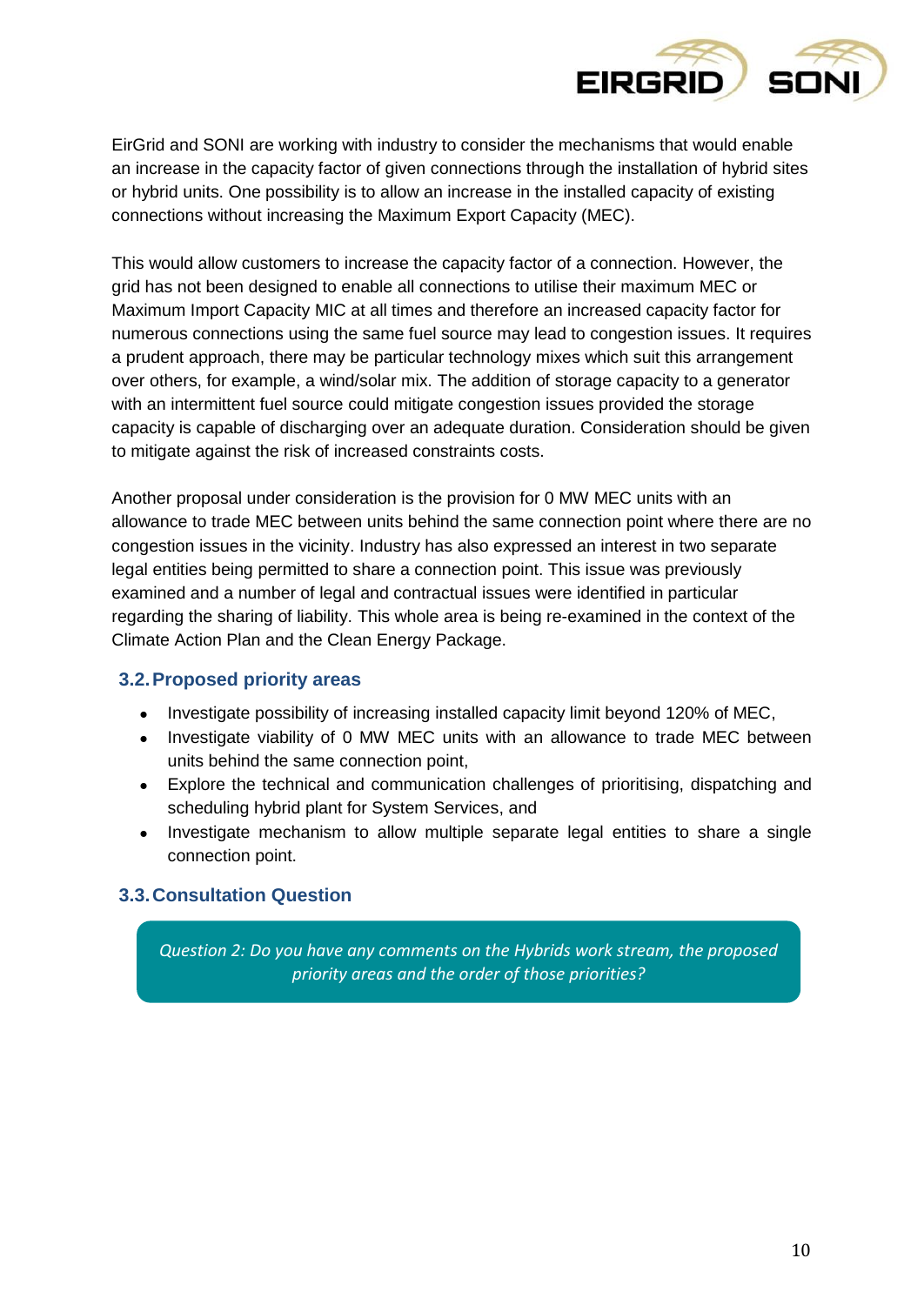EirGrid and SONI are working with industry to consider the mechanisms that would enable an increase in the capacity factor of given connections through the installation of hybrid sites or hybrid units. One possibility is to allow an increase in the installed capacity of existing connections without increasing the Maximum Export Capacity (MEC).

This would allow customers to increase the capacity factor of a connection. However, the grid has not been designed to enable all connections to utilise their maximum MEC or Maximum Import Capacity MIC at all times and therefore an increased capacity factor for numerous connections using the same fuel source may lead to congestion issues. It requires a prudent approach, there may be particular technology mixes which suit this arrangement over others, for example, a wind/solar mix. The addition of storage capacity to a generator with an intermittent fuel source could mitigate congestion issues provided the storage capacity is capable of discharging over an adequate duration. Consideration should be given to mitigate against the risk of increased constraints costs.

Another proposal under consideration is the provision for 0 MW MEC units with an allowance to trade MEC between units behind the same connection point where there are no congestion issues in the vicinity. Industry has also expressed an interest in two separate legal entities being permitted to share a connection point. This issue was previously examined and a number of legal and contractual issues were identified in particular regarding the sharing of liability. This whole area is being re-examined in the context of the Climate Action Plan and the Clean Energy Package.

### 3.2. Proposed priority areas

- Investigate possibility of increasing installed capacity limit beyond 120% of MEC,
- Investigate viability of 0 MW MEC units with an allowance to trade MEC between units behind the same connection point,
- Explore the technical and communication challenges of prioritising, dispatching and scheduling hybrid plant for System Services, and
- Investigate mechanism to allow multiple separate legal entities to share a single connection point.

### 3.3. Consultation Question

*Question 2: Do you have any comments on the Hybrids work stream, the proposed priority areas and the order of those priorities?*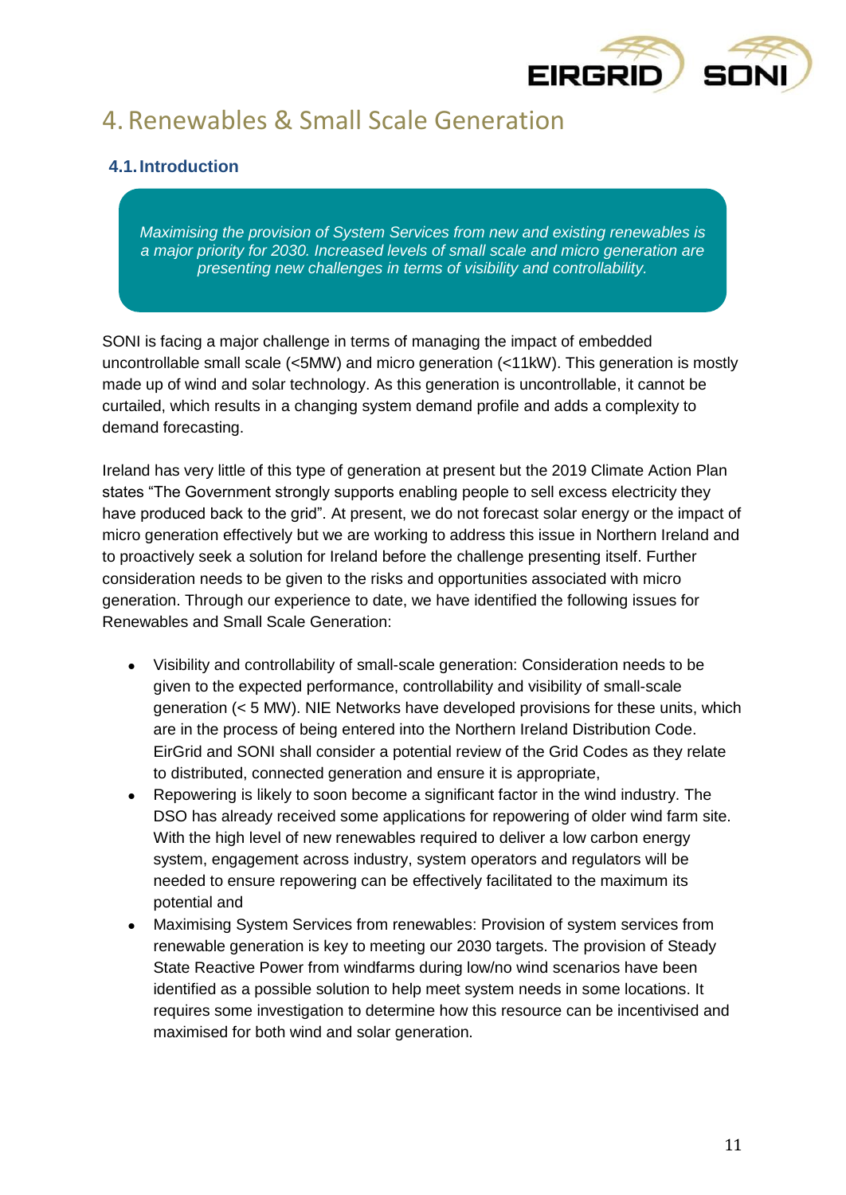# 4. Renewables & Small Scale Generation

## 4.1. Introduction

*Maximising the provision of System Services from new and existing renewables is a major priority for 2030. Increased levels of small scale and micro generation are presenting new challenges in terms of visibility and controllability.*

SONI is facing a major challenge in terms of managing the impact of embedded uncontrollable small scale (<5MW) and micro generation (<11kW). This generation is mostly made up of wind and solar technology. As this generation is uncontrollable, it cannot be curtailed, which results in a changing system demand profile and adds a complexity to demand forecasting.

Ireland has very little of this type of generation at present but the 2019 Climate Action Plan states "The Government strongly supports enabling people to sell excess electricity they have produced back to the grid". At present, we do not forecast solar energy or the impact of micro generation effectively but we are working to address this issue in Northern Ireland and to proactively seek a solution for Ireland before the challenge presenting itself. Further consideration needs to be given to the risks and opportunities associated with micro generation. Through our experience to date, we have identified the following issues for Renewables and Small Scale Generation:

- Visibility and controllability of small-scale generation: Consideration needs to be given to the expected performance, controllability and visibility of small-scale generation (< 5 MW). NIE Networks have developed provisions for these units, which are in the process of being entered into the Northern Ireland Distribution Code. EirGrid and SONI shall consider a potential review of the Grid Codes as they relate to distributed, connected generation and ensure it is appropriate,
- Repowering is likely to soon become a significant factor in the wind industry. The DSO has already received some applications for repowering of older wind farm site. With the high level of new renewables required to deliver a low carbon energy system, engagement across industry, system operators and regulators will be needed to ensure repowering can be effectively facilitated to the maximum its potential and
- Maximising System Services from renewables: Provision of system services from renewable generation is key to meeting our 2030 targets. The provision of Steady State Reactive Power from windfarms during low/no wind scenarios have been identified as a possible solution to help meet system needs in some locations. It requires some investigation to determine how this resource can be incentivised and maximised for both wind and solar generation.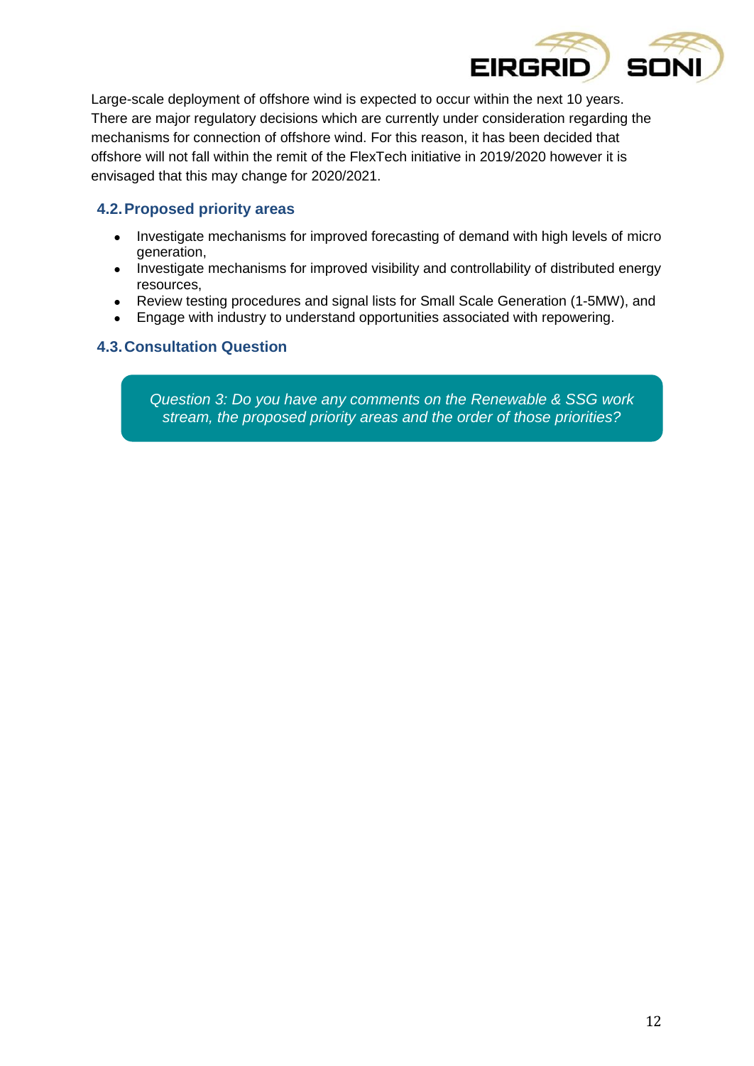Large-scale deployment of offshore wind is expected to occur within the next 10 years. There are major regulatory decisions which are currently under consideration regarding the mechanisms for connection of offshore wind. For this reason, it has been decided that offshore will not fall within the remit of the FlexTech initiative in 2019/2020 however it is envisaged that this may change for 2020/2021.

## 4.2. Proposed priority areas

- Investigate mechanisms for improved forecasting of demand with high levels of micro generation,
- Investigate mechanisms for improved visibility and controllability of distributed energy resources,
- Review testing procedures and signal lists for Small Scale Generation (1-5MW), and
- Engage with industry to understand opportunities associated with repowering.

## 4.3. Consultation Question

*Question 3: Do you have any comments on the Renewable & SSG work stream, the proposed priority areas and the order of those priorities?*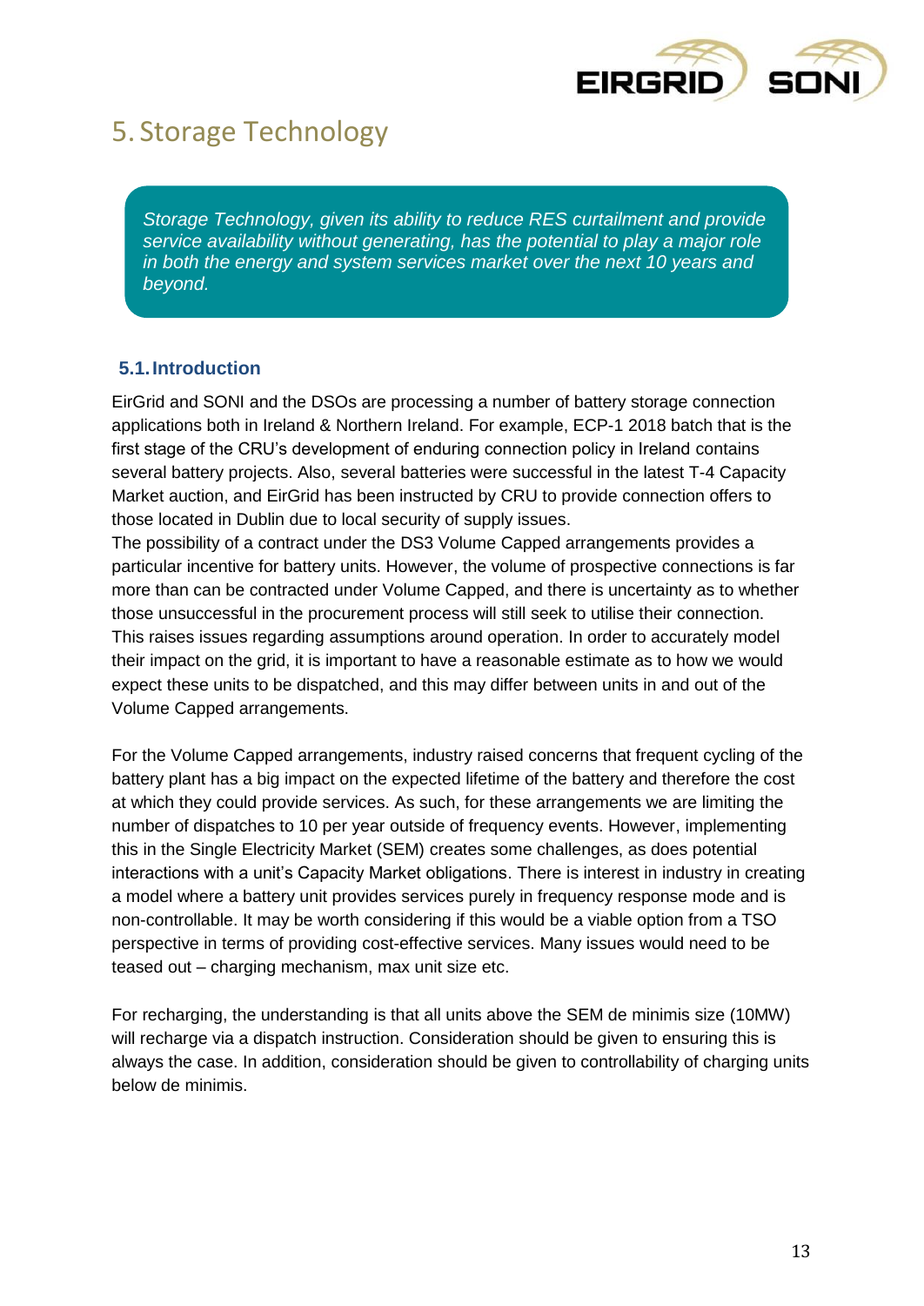# 5. Storage Technology

*Storage Technology, given its ability to reduce RES curtailment and provide service availability without generating, has the potential to play a major role in both the energy and system services market over the next 10 years and beyond.*

## 5.1. Introduction

EirGrid and SONI and the DSOs are processing a number of battery storage connection applications both in Ireland & Northern Ireland. For example, ECP-1 2018 batch that is the first stage of the CRU's development of enduring connection policy in Ireland contains several battery projects. Also, several batteries were successful in the latest T-4 Capacity Market auction, and EirGrid has been instructed by CRU to provide connection offers to those located in Dublin due to local security of supply issues.
The possibility of a contract under the DS3 Volume Capped arrangements provides a particular incentive for battery units. However, the volume of prospective connections is far more than can be contracted under Volume Capped, and there is uncertainty as to whether those unsuccessful in the procurement process will still seek to utilise their connection. This raises issues regarding assumptions around operation. In order to accurately model their impact on the grid, it is important to have a reasonable estimate as to how we would expect these units to be dispatched, and this may differ between units in and out of the Volume Capped arrangements.

For the Volume Capped arrangements, industry raised concerns that frequent cycling of the battery plant has a big impact on the expected lifetime of the battery and therefore the cost at which they could provide services. As such, for these arrangements we are limiting the number of dispatches to 10 per year outside of frequency events. However, implementing this in the Single Electricity Market (SEM) creates some challenges, as does potential interactions with a unit's Capacity Market obligations. There is interest in industry in creating a model where a battery unit provides services purely in frequency response mode and is non-controllable. It may be worth considering if this would be a viable option from a TSO perspective in terms of providing cost-effective services. Many issues would need to be teased out – charging mechanism, max unit size etc.

For recharging, the understanding is that all units above the SEM de minimis size (10MW) will recharge via a dispatch instruction. Consideration should be given to ensuring this is always the case. In addition, consideration should be given to controllability of charging units below de minimis.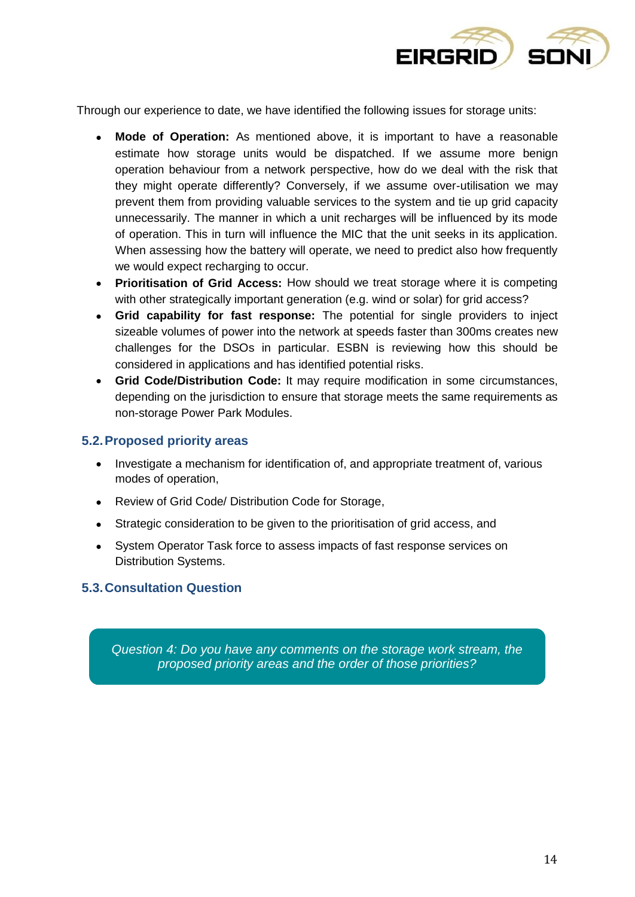Through our experience to date, we have identified the following issues for storage units:

- **Mode of Operation:** As mentioned above, it is important to have a reasonable estimate how storage units would be dispatched. If we assume more benign operation behaviour from a network perspective, how do we deal with the risk that they might operate differently? Conversely, if we assume over-utilisation we may prevent them from providing valuable services to the system and tie up grid capacity unnecessarily. The manner in which a unit recharges will be influenced by its mode of operation. This in turn will influence the MIC that the unit seeks in its application. When assessing how the battery will operate, we need to predict also how frequently we would expect recharging to occur.
- **Prioritisation of Grid Access:** How should we treat storage where it is competing with other strategically important generation (e.g. wind or solar) for grid access?
- **Grid capability for fast response:** The potential for single providers to inject sizeable volumes of power into the network at speeds faster than 300ms creates new challenges for the DSOs in particular. ESBN is reviewing how this should be considered in applications and has identified potential risks.
- **Grid Code/Distribution Code:** It may require modification in some circumstances, depending on the jurisdiction to ensure that storage meets the same requirements as non-storage Power Park Modules.

## 5.2. Proposed priority areas

- Investigate a mechanism for identification of, and appropriate treatment of, various modes of operation,
- Review of Grid Code/ Distribution Code for Storage,
- Strategic consideration to be given to the prioritisation of grid access, and
- System Operator Task force to assess impacts of fast response services on Distribution Systems.

## 5.3. Consultation Question

*Question 4: Do you have any comments on the storage work stream, the proposed priority areas and the order of those priorities?*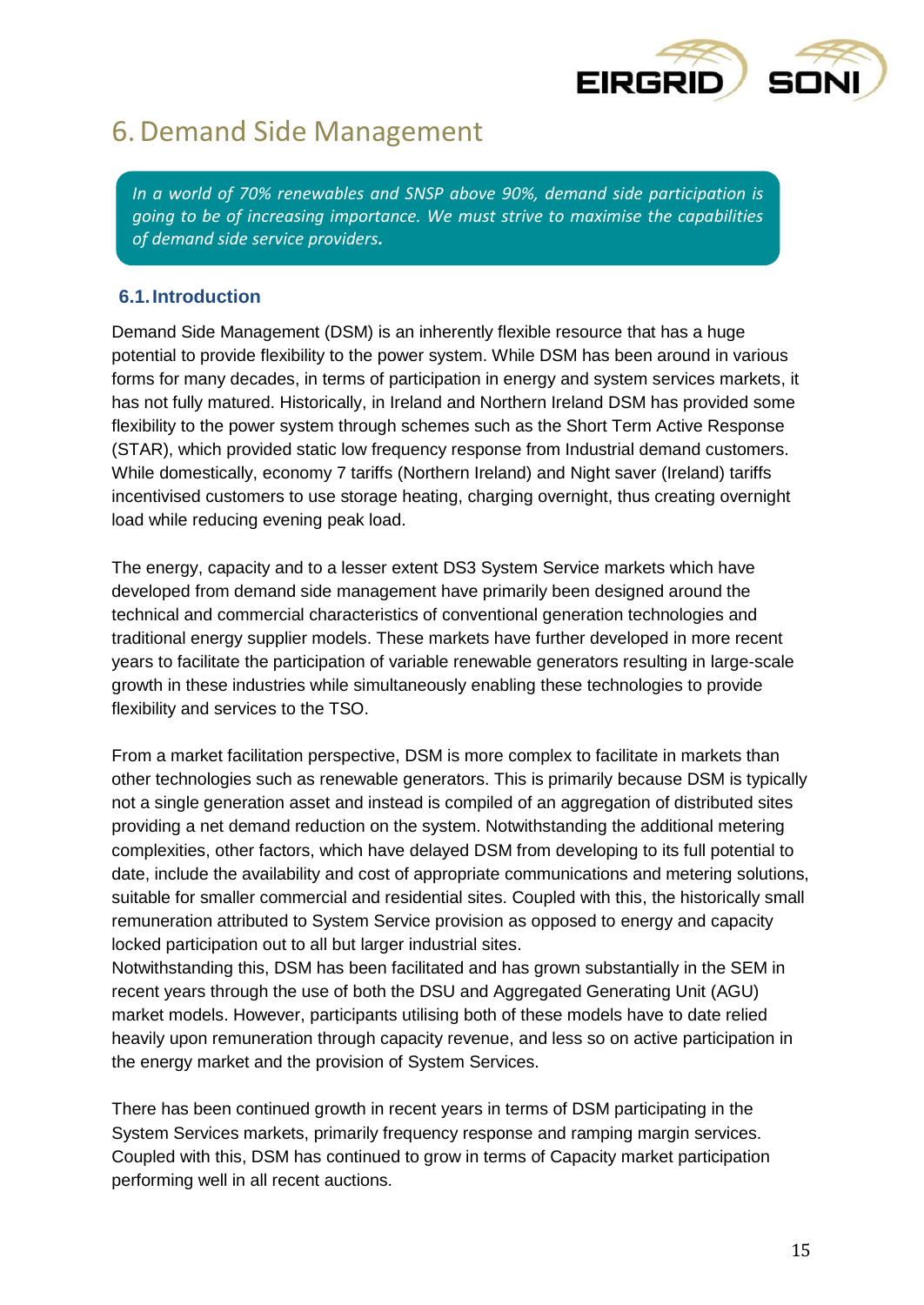# 6. Demand Side Management

*In a world of 70% renewables and SNSP above 90%, demand side participation is going to be of increasing importance. We must strive to maximise the capabilities of demand side service providers.*

## 6.1. Introduction

Demand Side Management (DSM) is an inherently flexible resource that has a huge potential to provide flexibility to the power system. While DSM has been around in various forms for many decades, in terms of participation in energy and system services markets, it has not fully matured. Historically, in Ireland and Northern Ireland DSM has provided some flexibility to the power system through schemes such as the Short Term Active Response (STAR), which provided static low frequency response from Industrial demand customers. While domestically, economy 7 tariffs (Northern Ireland) and Night saver (Ireland) tariffs incentivised customers to use storage heating, charging overnight, thus creating overnight load while reducing evening peak load.

The energy, capacity and to a lesser extent DS3 System Service markets which have developed from demand side management have primarily been designed around the technical and commercial characteristics of conventional generation technologies and traditional energy supplier models. These markets have further developed in more recent years to facilitate the participation of variable renewable generators resulting in large-scale growth in these industries while simultaneously enabling these technologies to provide flexibility and services to the TSO.

From a market facilitation perspective, DSM is more complex to facilitate in markets than other technologies such as renewable generators. This is primarily because DSM is typically not a single generation asset and instead is compiled of an aggregation of distributed sites providing a net demand reduction on the system. Notwithstanding the additional metering complexities, other factors, which have delayed DSM from developing to its full potential to date, include the availability and cost of appropriate communications and metering solutions, suitable for smaller commercial and residential sites. Coupled with this, the historically small remuneration attributed to System Service provision as opposed to energy and capacity locked participation out to all but larger industrial sites.

Notwithstanding this, DSM has been facilitated and has grown substantially in the SEM in recent years through the use of both the DSU and Aggregated Generating Unit (AGU) market models. However, participants utilising both of these models have to date relied heavily upon remuneration through capacity revenue, and less so on active participation in the energy market and the provision of System Services.

There has been continued growth in recent years in terms of DSM participating in the System Services markets, primarily frequency response and ramping margin services. Coupled with this, DSM has continued to grow in terms of Capacity market participation performing well in all recent auctions.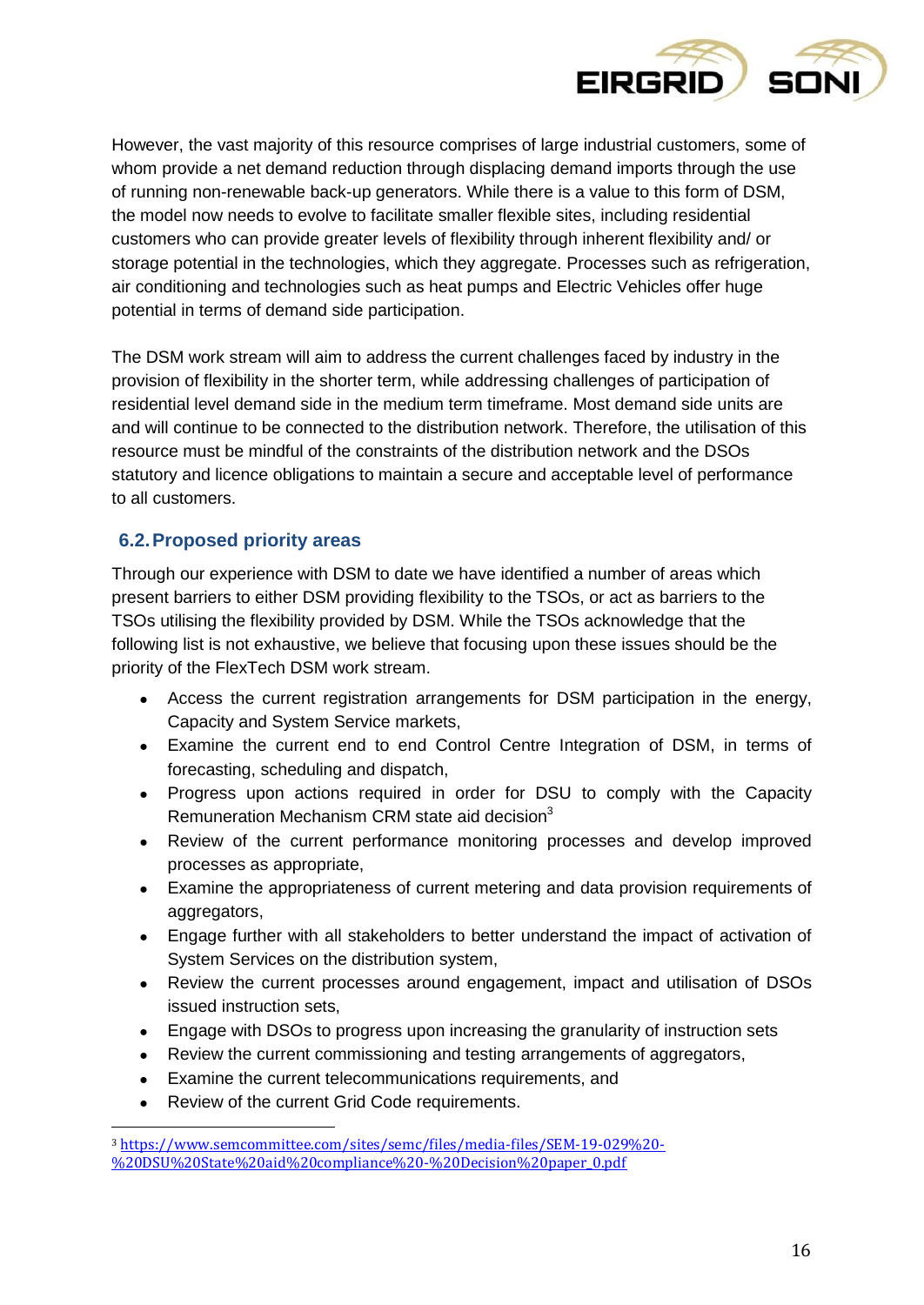However, the vast majority of this resource comprises of large industrial customers, some of whom provide a net demand reduction through displacing demand imports through the use of running non-renewable back-up generators. While there is a value to this form of DSM, the model now needs to evolve to facilitate smaller flexible sites, including residential customers who can provide greater levels of flexibility through inherent flexibility and/ or storage potential in the technologies, which they aggregate. Processes such as refrigeration, air conditioning and technologies such as heat pumps and Electric Vehicles offer huge potential in terms of demand side participation.

The DSM work stream will aim to address the current challenges faced by industry in the provision of flexibility in the shorter term, while addressing challenges of participation of residential level demand side in the medium term timeframe. Most demand side units are and will continue to be connected to the distribution network. Therefore, the utilisation of this resource must be mindful of the constraints of the distribution network and the DSOs statutory and licence obligations to maintain a secure and acceptable level of performance to all customers.

## 6.2. Proposed priority areas

Through our experience with DSM to date we have identified a number of areas which present barriers to either DSM providing flexibility to the TSOs, or act as barriers to the TSOs utilising the flexibility provided by DSM. While the TSOs acknowledge that the following list is not exhaustive, we believe that focusing upon these issues should be the priority of the FlexTech DSM work stream.

- Access the current registration arrangements for DSM participation in the energy, Capacity and System Service markets,
- Examine the current end to end Control Centre Integration of DSM, in terms of forecasting, scheduling and dispatch,
- Progress upon actions required in order for DSU to comply with the Capacity Remuneration Mechanism CRM state aid decision[3]
- Review of the current performance monitoring processes and develop improved processes as appropriate,
- Examine the appropriateness of current metering and data provision requirements of aggregators,
- Engage further with all stakeholders to better understand the impact of activation of System Services on the distribution system,
- Review the current processes around engagement, impact and utilisation of DSOs issued instruction sets,
- Engage with DSOs to progress upon increasing the granularity of instruction sets
- Review the current commissioning and testing arrangements of aggregators,
- Examine the current telecommunications requirements, and
- Review of the current Grid Code requirements.

[3] https://www.semcommittee.com/sites/semc/files/media-files/SEM-19-029%20-%20DSU%20State%20aid%20compliance%20-%20Decision%20paper_0.pdf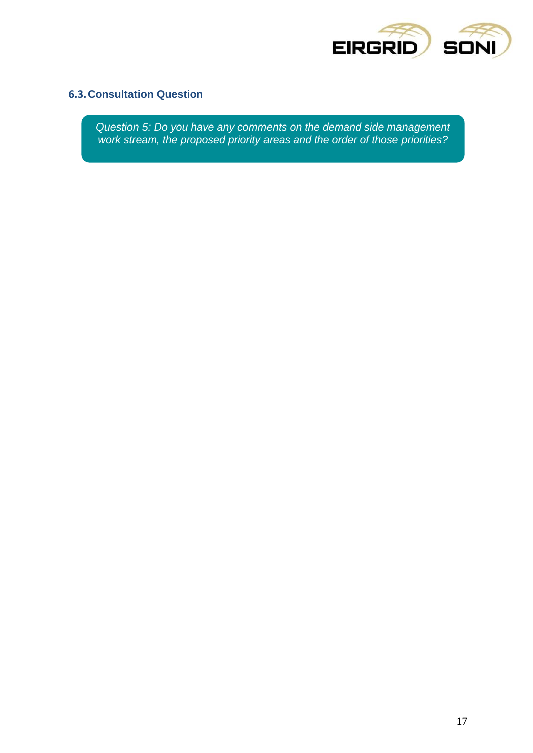### 6.3. Consultation Question

> *Question 5: Do you have any comments on the demand side management work stream, the proposed priority areas and the order of those priorities?*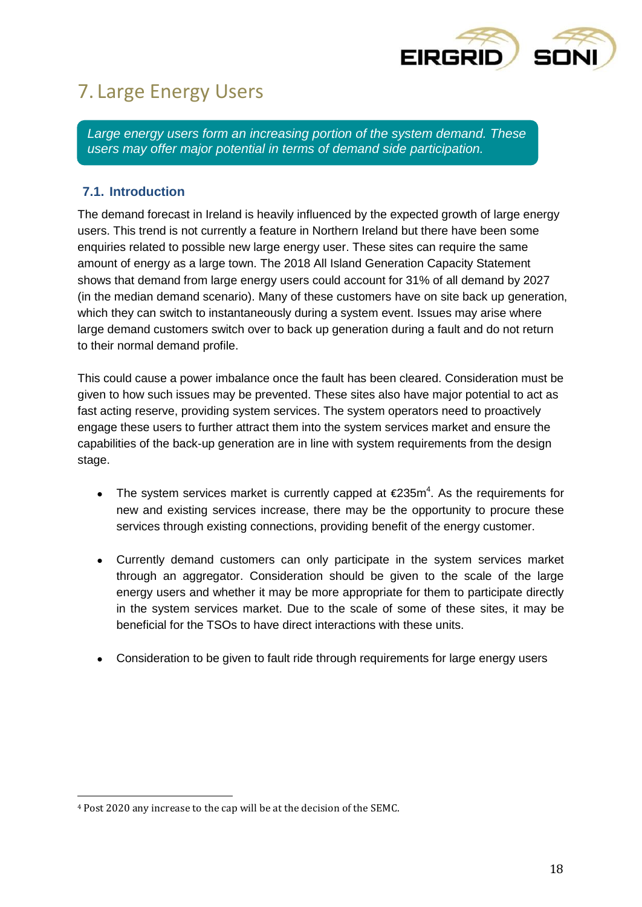# 7. Large Energy Users

*Large energy users form an increasing portion of the system demand. These users may offer major potential in terms of demand side participation.*

## 7.1. Introduction

The demand forecast in Ireland is heavily influenced by the expected growth of large energy users. This trend is not currently a feature in Northern Ireland but there have been some enquiries related to possible new large energy user. These sites can require the same amount of energy as a large town. The 2018 All Island Generation Capacity Statement shows that demand from large energy users could account for 31% of all demand by 2027 (in the median demand scenario). Many of these customers have on site back up generation, which they can switch to instantaneously during a system event. Issues may arise where large demand customers switch over to back up generation during a fault and do not return to their normal demand profile.

This could cause a power imbalance once the fault has been cleared. Consideration must be given to how such issues may be prevented. These sites also have major potential to act as fast acting reserve, providing system services. The system operators need to proactively engage these users to further attract them into the system services market and ensure the capabilities of the back-up generation are in line with system requirements from the design stage.

- The system services market is currently capped at €235m[4]. As the requirements for new and existing services increase, there may be the opportunity to procure these services through existing connections, providing benefit of the energy customer.
- Currently demand customers can only participate in the system services market through an aggregator. Consideration should be given to the scale of the large energy users and whether it may be more appropriate for them to participate directly in the system services market. Due to the scale of some of these sites, it may be beneficial for the TSOs to have direct interactions with these units.
- Consideration to be given to fault ride through requirements for large energy users

[4] Post 2020 any increase to the cap will be at the decision of the SEMC.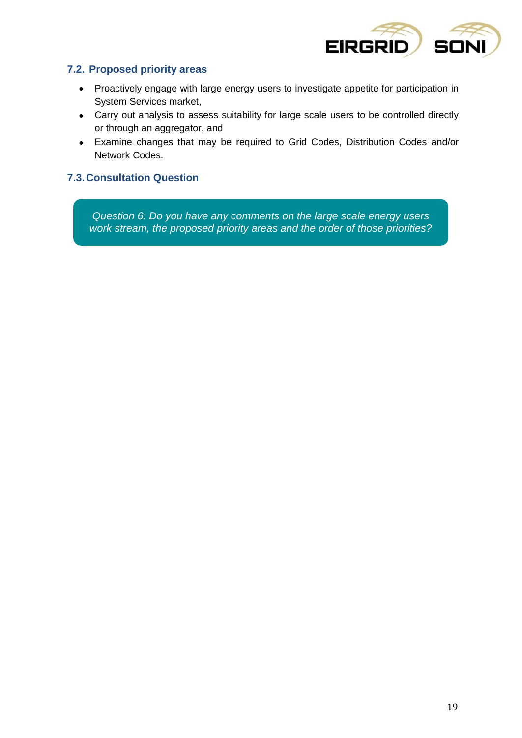## 7.2. Proposed priority areas

- Proactively engage with large energy users to investigate appetite for participation in System Services market,
- Carry out analysis to assess suitability for large scale users to be controlled directly or through an aggregator, and
- Examine changes that may be required to Grid Codes, Distribution Codes and/or Network Codes.

## 7.3. Consultation Question

*Question 6: Do you have any comments on the large scale energy users work stream, the proposed priority areas and the order of those priorities?*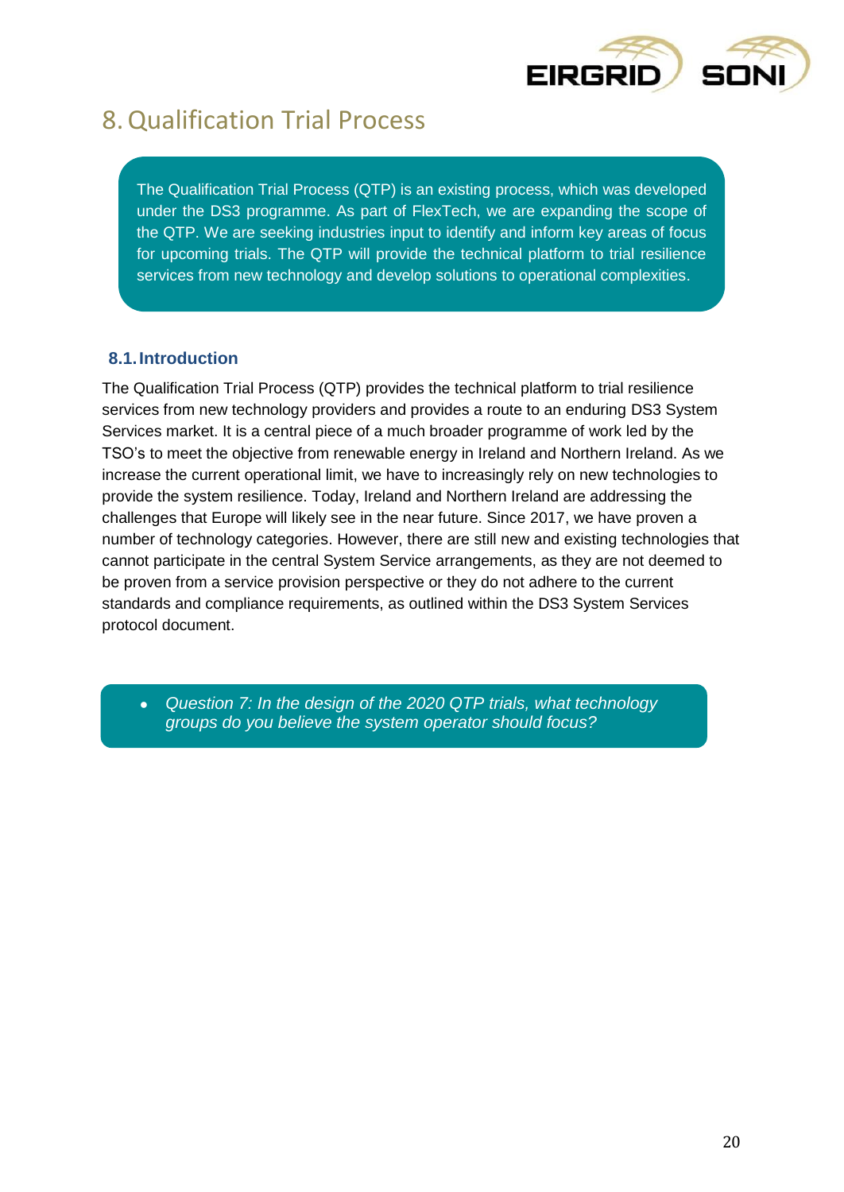# 8. Qualification Trial Process

The Qualification Trial Process (QTP) is an existing process, which was developed under the DS3 programme. As part of FlexTech, we are expanding the scope of the QTP. We are seeking industries input to identify and inform key areas of focus for upcoming trials. The QTP will provide the technical platform to trial resilience services from new technology and develop solutions to operational complexities.

## 8.1. Introduction

The Qualification Trial Process (QTP) provides the technical platform to trial resilience services from new technology providers and provides a route to an enduring DS3 System Services market. It is a central piece of a much broader programme of work led by the TSO's to meet the objective from renewable energy in Ireland and Northern Ireland. As we increase the current operational limit, we have to increasingly rely on new technologies to provide the system resilience. Today, Ireland and Northern Ireland are addressing the challenges that Europe will likely see in the near future. Since 2017, we have proven a number of technology categories. However, there are still new and existing technologies that cannot participate in the central System Service arrangements, as they are not deemed to be proven from a service provision perspective or they do not adhere to the current standards and compliance requirements, as outlined within the DS3 System Services protocol document.

- *Question 7: In the design of the 2020 QTP trials, what technology groups do you believe the system operator should focus?*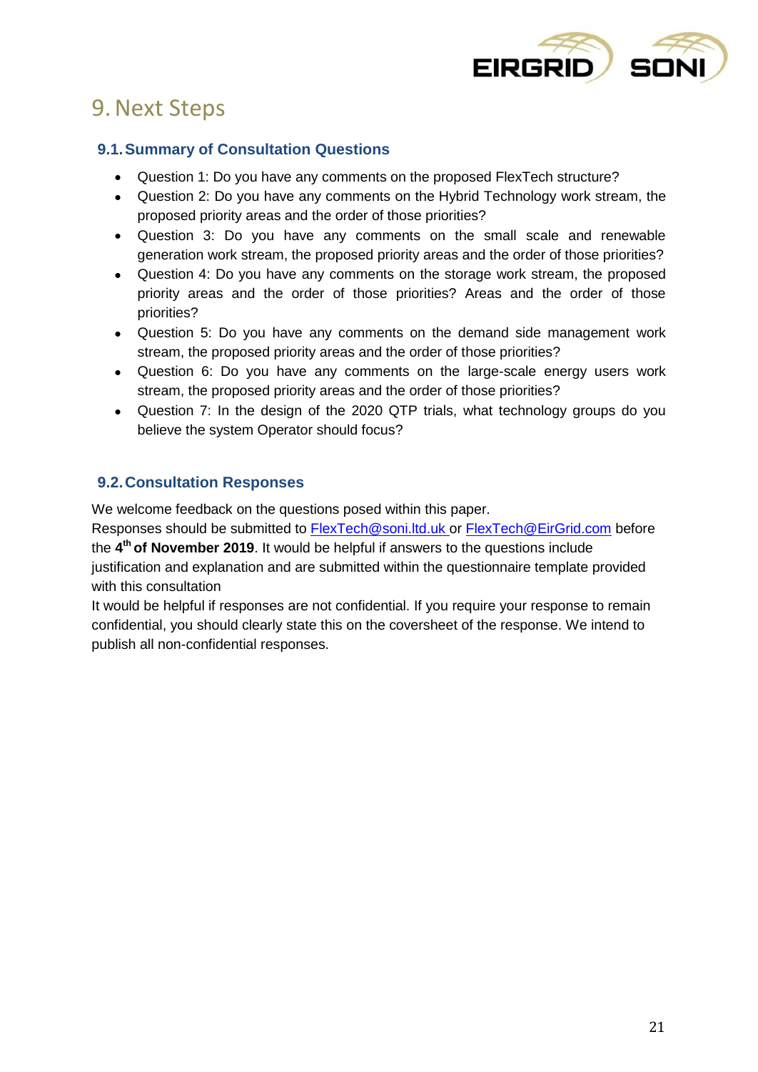# 9. Next Steps

## 9.1. Summary of Consultation Questions

- Question 1: Do you have any comments on the proposed FlexTech structure?
- Question 2: Do you have any comments on the Hybrid Technology work stream, the proposed priority areas and the order of those priorities?
- Question 3: Do you have any comments on the small scale and renewable generation work stream, the proposed priority areas and the order of those priorities?
- Question 4: Do you have any comments on the storage work stream, the proposed priority areas and the order of those priorities? Areas and the order of those priorities?
- Question 5: Do you have any comments on the demand side management work stream, the proposed priority areas and the order of those priorities?
- Question 6: Do you have any comments on the large-scale energy users work stream, the proposed priority areas and the order of those priorities?
- Question 7: In the design of the 2020 QTP trials, what technology groups do you believe the system Operator should focus?

## 9.2. Consultation Responses

We welcome feedback on the questions posed within this paper.
Responses should be submitted to FlexTech@soni.ltd.uk or FlexTech@EirGrid.com before the **4th of November 2019**. It would be helpful if answers to the questions include justification and explanation and are submitted within the questionnaire template provided with this consultation
It would be helpful if responses are not confidential. If you require your response to remain confidential, you should clearly state this on the coversheet of the response. We intend to publish all non-confidential responses.